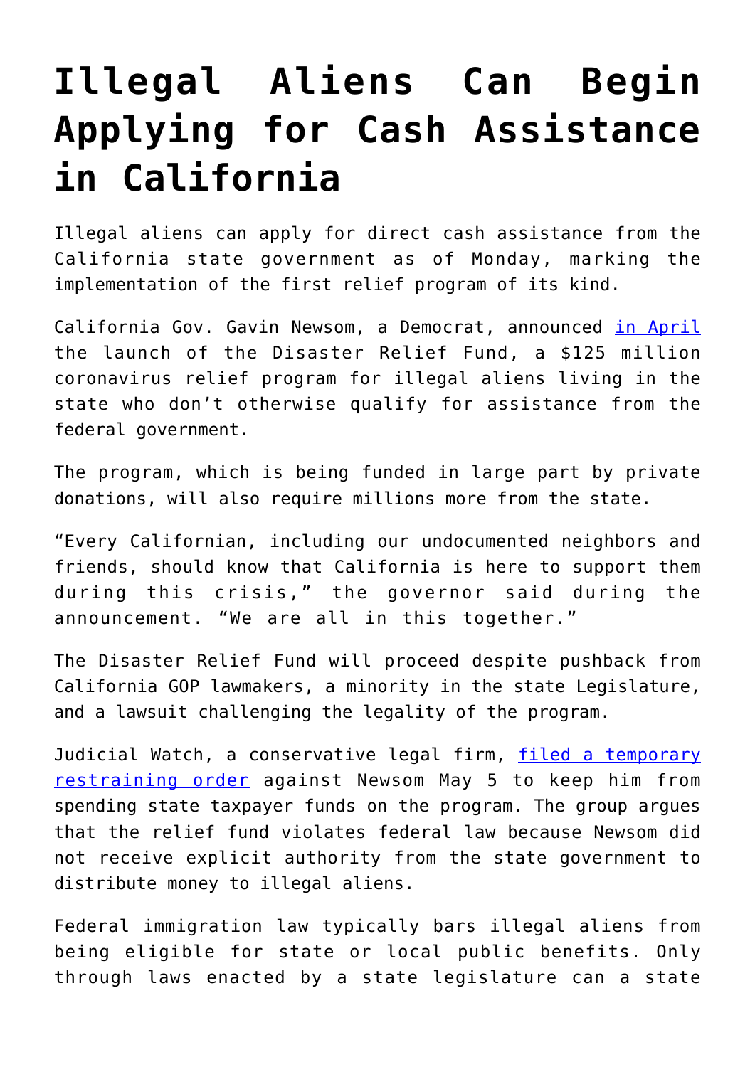# Illegal Aliens Can Begin Applying for Cash Assistance in California

Illegal aliens can apply for direct cash assistance from the California state government as of Monday, marking the implementation of the first relief program of its kind.

California Gov. Gavin Newsom, a Democrat, announced [in April](#) the launch of the Disaster Relief Fund, a $125 million coronavirus relief program for illegal aliens living in the state who don't otherwise qualify for assistance from the federal government.

The program, which is being funded in large part by private donations, will also require millions more from the state.

"Every Californian, including our undocumented neighbors and friends, should know that California is here to support them during this crisis," the governor said during the announcement. "We are all in this together."

The Disaster Relief Fund will proceed despite pushback from California GOP lawmakers, a minority in the state Legislature, and a lawsuit challenging the legality of the program.

Judicial Watch, a conservative legal firm, [filed a temporary restraining order](#) against Newsom May 5 to keep him from spending state taxpayer funds on the program. The group argues that the relief fund violates federal law because Newsom did not receive explicit authority from the state government to distribute money to illegal aliens.

Federal immigration law typically bars illegal aliens from being eligible for state or local public benefits. Only through laws enacted by a state legislature can a state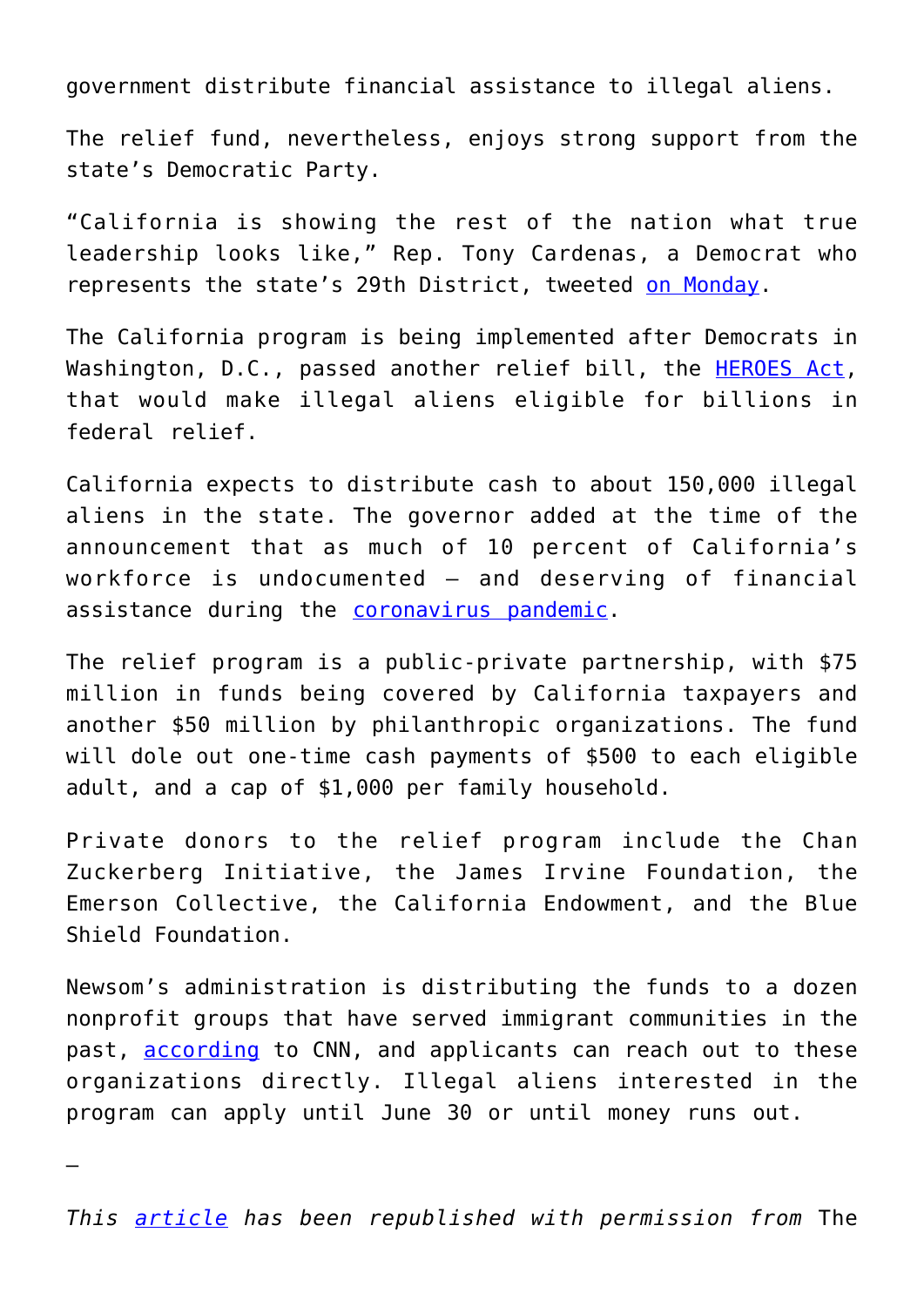government distribute financial assistance to illegal aliens.

The relief fund, nevertheless, enjoys strong support from the state's Democratic Party.

"California is showing the rest of the nation what true leadership looks like," Rep. Tony Cardenas, a Democrat who represents the state's 29th District, tweeted [on Monday](#).

The California program is being implemented after Democrats in Washington, D.C., passed another relief bill, the [HEROES Act](#), that would make illegal aliens eligible for billions in federal relief.

California expects to distribute cash to about 150,000 illegal aliens in the state. The governor added at the time of the announcement that as much of 10 percent of California's workforce is undocumented — and deserving of financial assistance during the [coronavirus pandemic](#).

The relief program is a public-private partnership, with $75 million in funds being covered by California taxpayers and another $50 million by philanthropic organizations. The fund will dole out one-time cash payments of $500 to each eligible adult, and a cap of $1,000 per family household.

Private donors to the relief program include the Chan Zuckerberg Initiative, the James Irvine Foundation, the Emerson Collective, the California Endowment, and the Blue Shield Foundation.

Newsom's administration is distributing the funds to a dozen nonprofit groups that have served immigrant communities in the past, [according](#) to CNN, and applicants can reach out to these organizations directly. Illegal aliens interested in the program can apply until June 30 or until money runs out.

—

*This [article](#) has been republished with permission from* The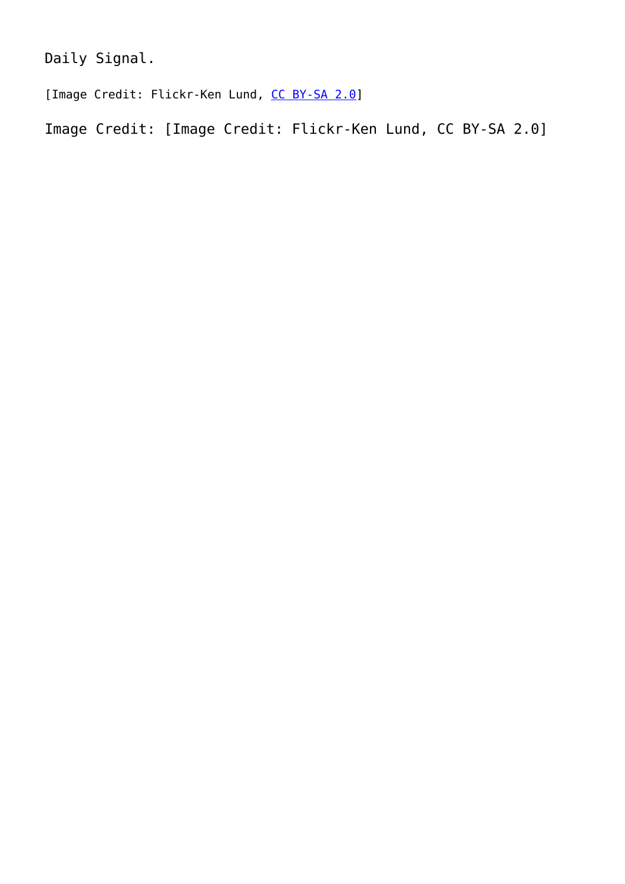Daily Signal.

[Image Credit: Flickr-Ken Lund, [CC BY-SA 2.0]]

Image Credit: [Image Credit: Flickr-Ken Lund, CC BY-SA 2.0]